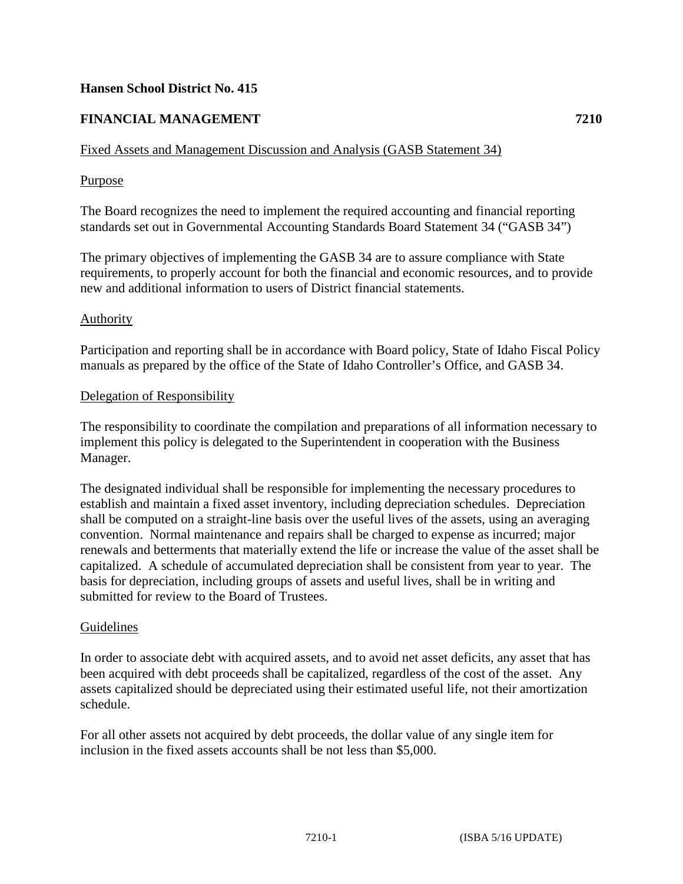**Hansen School District No. 415**

**FINANCIAL MANAGEMENT 7210**

Fixed Assets and Management Discussion and Analysis (GASB Statement 34)

Purpose

The Board recognizes the need to implement the required accounting and financial reporting standards set out in Governmental Accounting Standards Board Statement 34 ("GASB 34")

The primary objectives of implementing the GASB 34 are to assure compliance with State requirements, to properly account for both the financial and economic resources, and to provide new and additional information to users of District financial statements.

Authority

Participation and reporting shall be in accordance with Board policy, State of Idaho Fiscal Policy manuals as prepared by the office of the State of Idaho Controller's Office, and GASB 34.

Delegation of Responsibility

The responsibility to coordinate the compilation and preparations of all information necessary to implement this policy is delegated to the Superintendent in cooperation with the Business Manager.

The designated individual shall be responsible for implementing the necessary procedures to establish and maintain a fixed asset inventory, including depreciation schedules. Depreciation shall be computed on a straight-line basis over the useful lives of the assets, using an averaging convention. Normal maintenance and repairs shall be charged to expense as incurred; major renewals and betterments that materially extend the life or increase the value of the asset shall be capitalized. A schedule of accumulated depreciation shall be consistent from year to year. The basis for depreciation, including groups of assets and useful lives, shall be in writing and submitted for review to the Board of Trustees.

Guidelines

In order to associate debt with acquired assets, and to avoid net asset deficits, any asset that has been acquired with debt proceeds shall be capitalized, regardless of the cost of the asset. Any assets capitalized should be depreciated using their estimated useful life, not their amortization schedule.

For all other assets not acquired by debt proceeds, the dollar value of any single item for inclusion in the fixed assets accounts shall be not less than $5,000.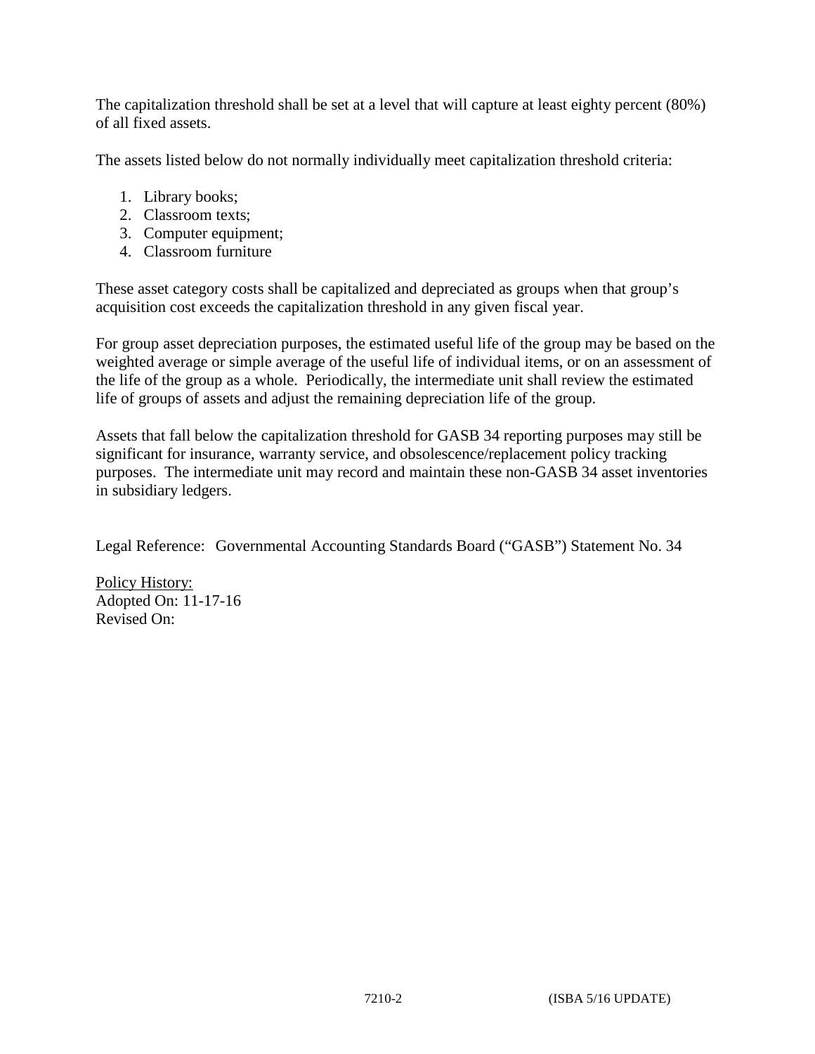The capitalization threshold shall be set at a level that will capture at least eighty percent (80%) of all fixed assets.

The assets listed below do not normally individually meet capitalization threshold criteria:

1. Library books;
2. Classroom texts;
3. Computer equipment;
4. Classroom furniture

These asset category costs shall be capitalized and depreciated as groups when that group's acquisition cost exceeds the capitalization threshold in any given fiscal year.

For group asset depreciation purposes, the estimated useful life of the group may be based on the weighted average or simple average of the useful life of individual items, or on an assessment of the life of the group as a whole. Periodically, the intermediate unit shall review the estimated life of groups of assets and adjust the remaining depreciation life of the group.

Assets that fall below the capitalization threshold for GASB 34 reporting purposes may still be significant for insurance, warranty service, and obsolescence/replacement policy tracking purposes. The intermediate unit may record and maintain these non-GASB 34 asset inventories in subsidiary ledgers.

Legal Reference: Governmental Accounting Standards Board ("GASB") Statement No. 34

Policy History:
Adopted On: 11-17-16
Revised On: